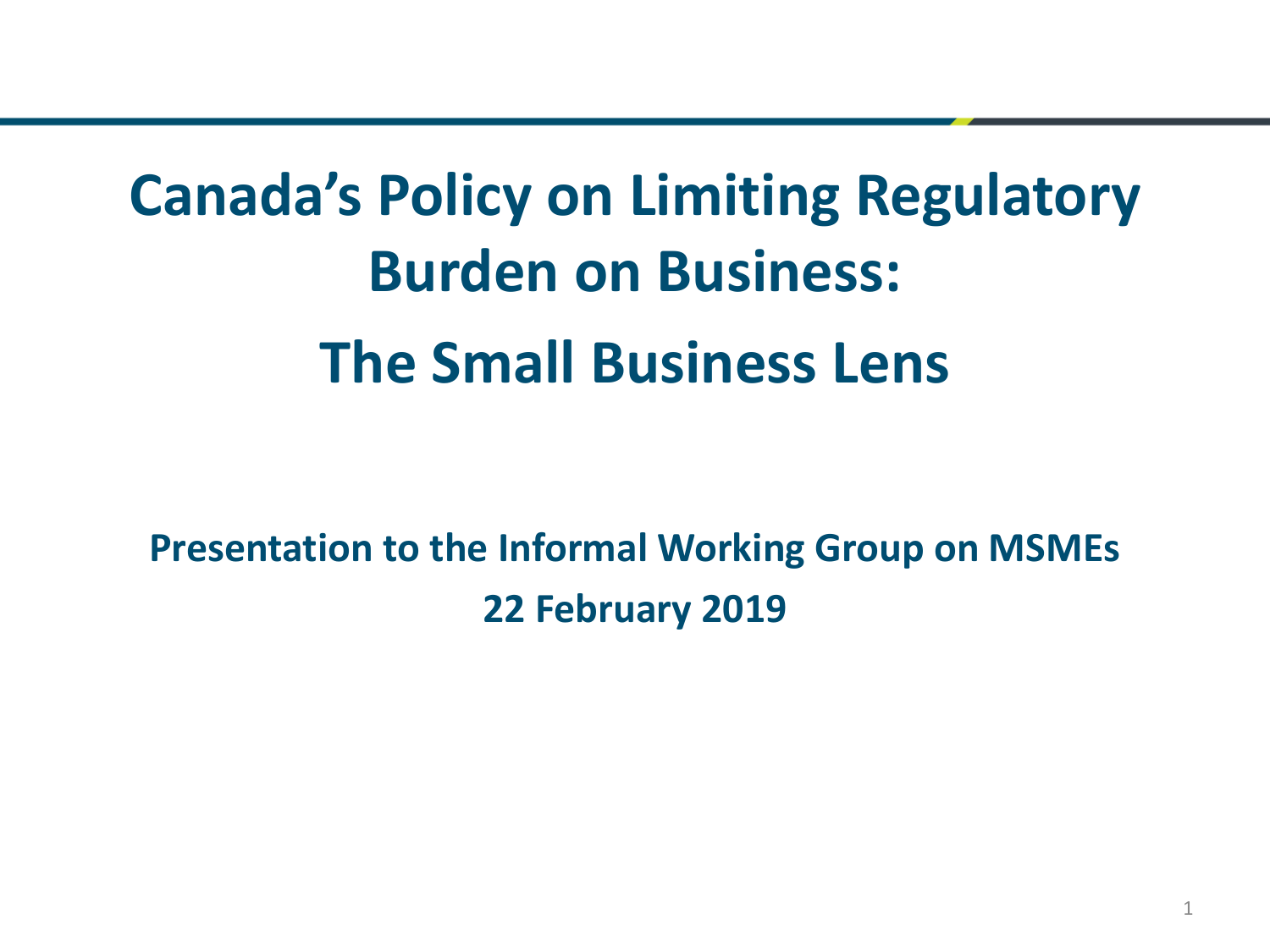# Canada's Policy on Limiting Regulatory Burden on Business:

# The Small Business Lens

**Presentation to the Informal Working Group on MSMEs**

**22 February 2019**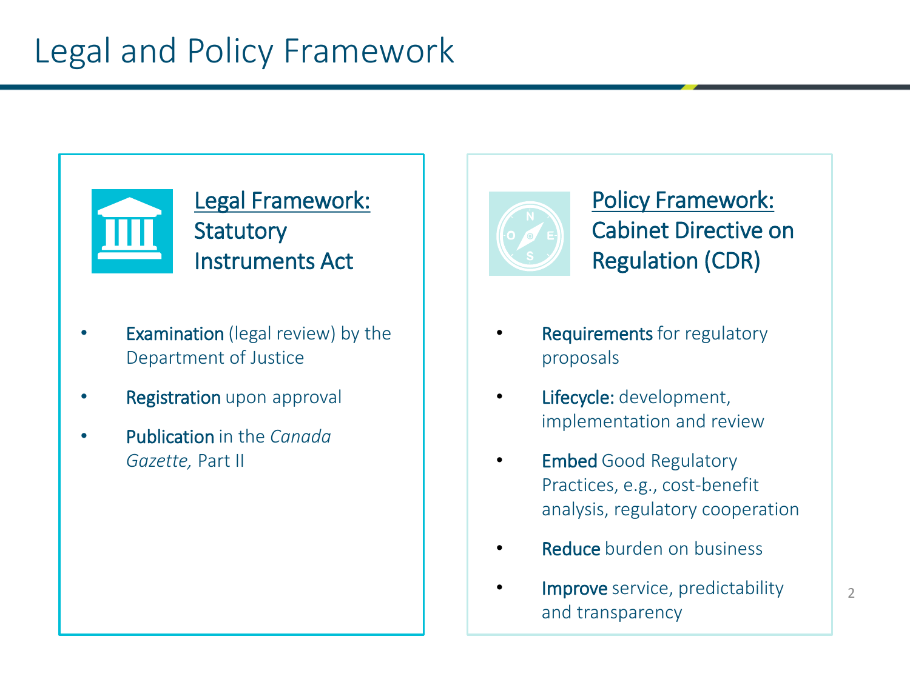# Legal and Policy Framework

## Legal Framework: Statutory Instruments Act

- **Examination** (legal review) by the Department of Justice
- **Registration** upon approval
- **Publication** in the *Canada Gazette,* Part II

## Policy Framework: Cabinet Directive on Regulation (CDR)

- **Requirements** for regulatory proposals
- **Lifecycle:** development, implementation and review
- **Embed** Good Regulatory Practices, e.g., cost-benefit analysis, regulatory cooperation
- **Reduce** burden on business
- **Improve** service, predictability and transparency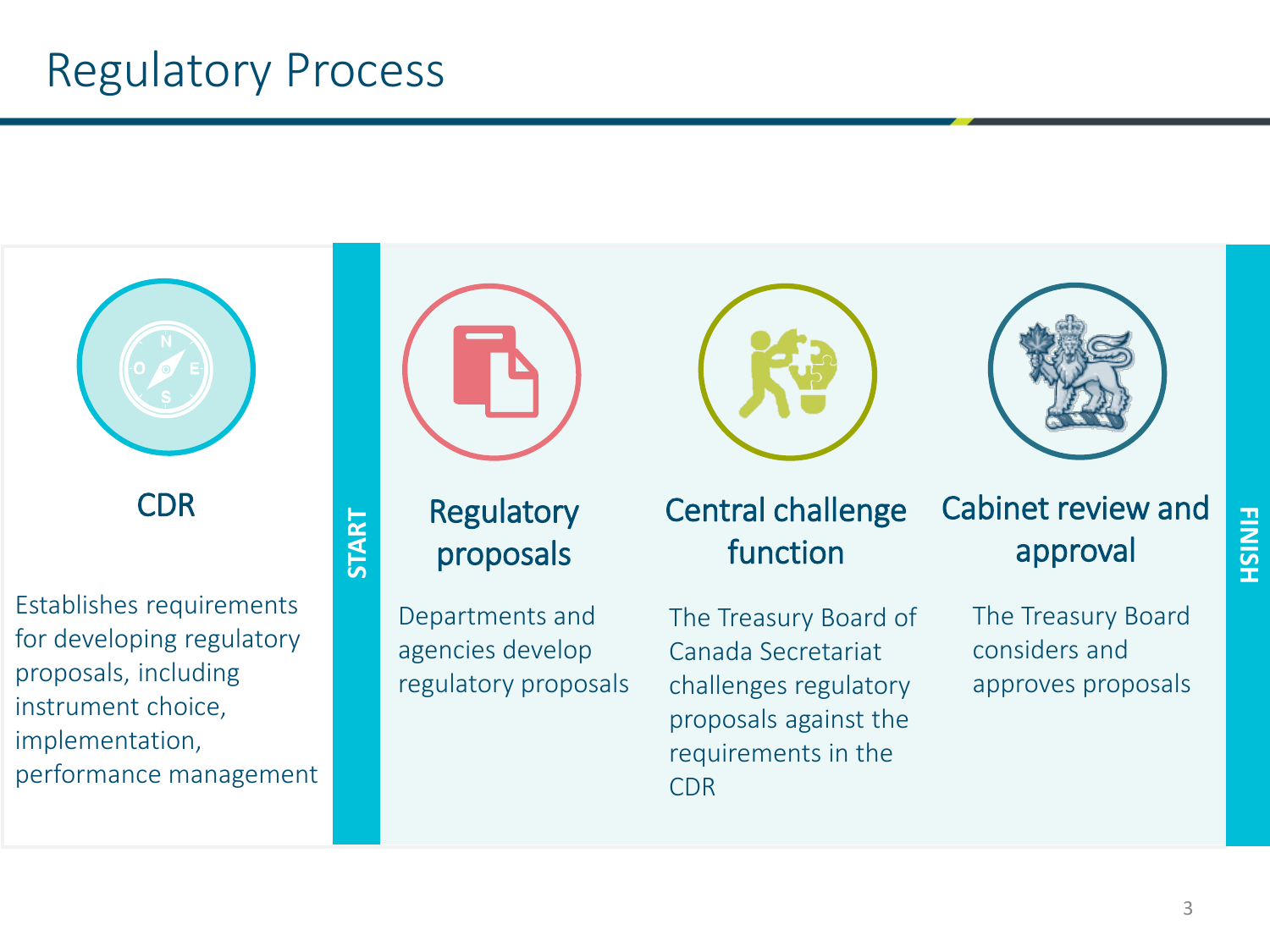# Regulatory Process

## CDR

Establishes requirements for developing regulatory proposals, including instrument choice, implementation, performance management

START

## Regulatory proposals

Departments and agencies develop regulatory proposals

## Central challenge function

The Treasury Board of Canada Secretariat challenges regulatory proposals against the requirements in the CDR

## Cabinet review and approval

The Treasury Board considers and approves proposals

FINISH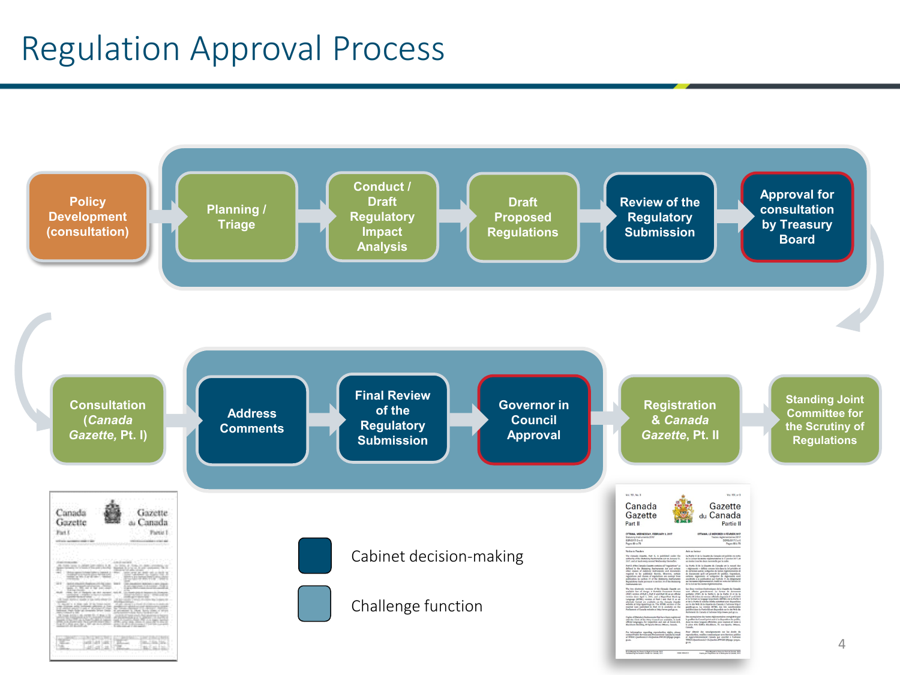# Regulation Approval Process

1. Policy Development (consultation)
2. Planning / Triage
3. Conduct / Draft Regulatory Impact Analysis
4. Draft Proposed Regulations
5. Review of the Regulatory Submission
6. Approval for consultation by Treasury Board
7. Consultation (*Canada Gazette*, Pt. I)
8. Address Comments
9. Final Review of the Regulatory Submission
10. Governor in Council Approval
11. Registration & *Canada Gazette*, Pt. II
12. Standing Joint Committee for the Scrutiny of Regulations

- Cabinet decision-making
- Challenge function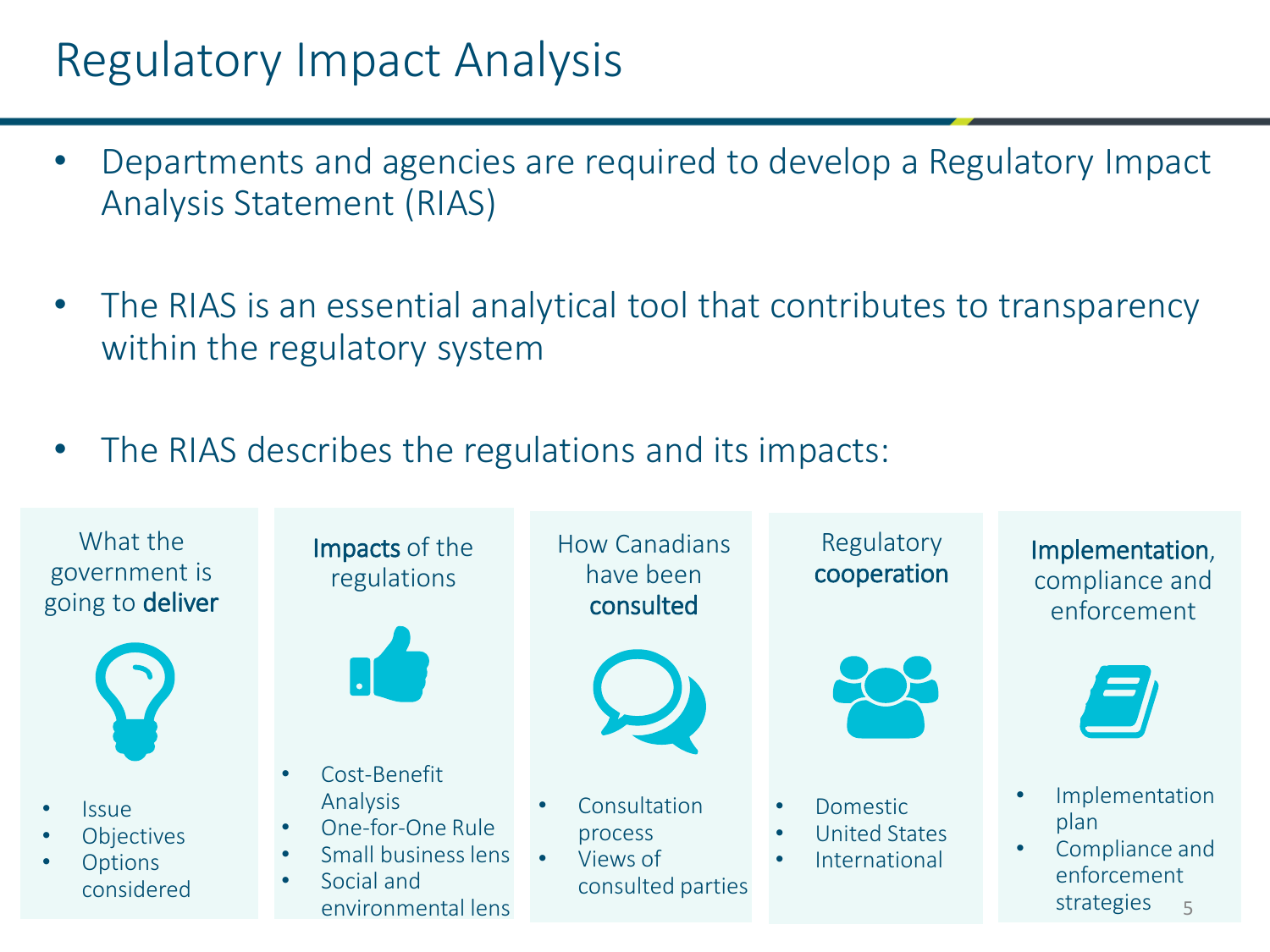# Regulatory Impact Analysis

- Departments and agencies are required to develop a Regulatory Impact Analysis Statement (RIAS)
- The RIAS is an essential analytical tool that contributes to transparency within the regulatory system
- The RIAS describes the regulations and its impacts:

### What the government is going to **deliver**

- Issue
- Objectives
- Options considered

### **Impacts** of the regulations

- Cost-Benefit Analysis
- One-for-One Rule
- Small business lens
- Social and environmental lens

### How Canadians have been **consulted**

- Consultation process
- Views of consulted parties

### Regulatory **cooperation**

- Domestic
- United States
- International

### **Implementation**, compliance and enforcement

- Implementation plan
- Compliance and enforcement strategies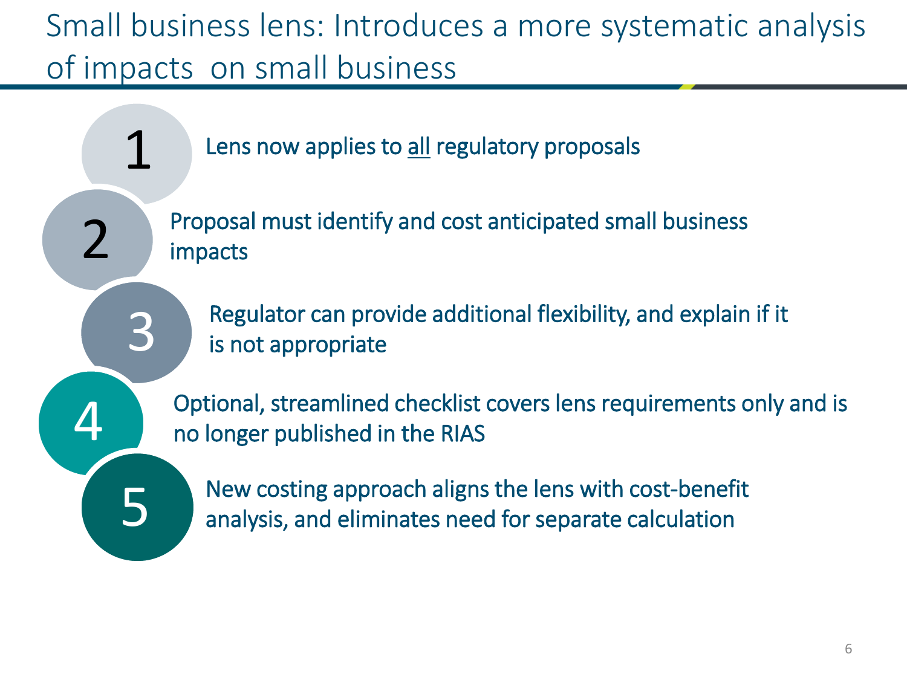# Small business lens: Introduces a more systematic analysis of impacts on small business

1. Lens now applies to <u>all</u> regulatory proposals
2. Proposal must identify and cost anticipated small business impacts
3. Regulator can provide additional flexibility, and explain if it is not appropriate
4. Optional, streamlined checklist covers lens requirements only and is no longer published in the RIAS
5. New costing approach aligns the lens with cost-benefit analysis, and eliminates need for separate calculation